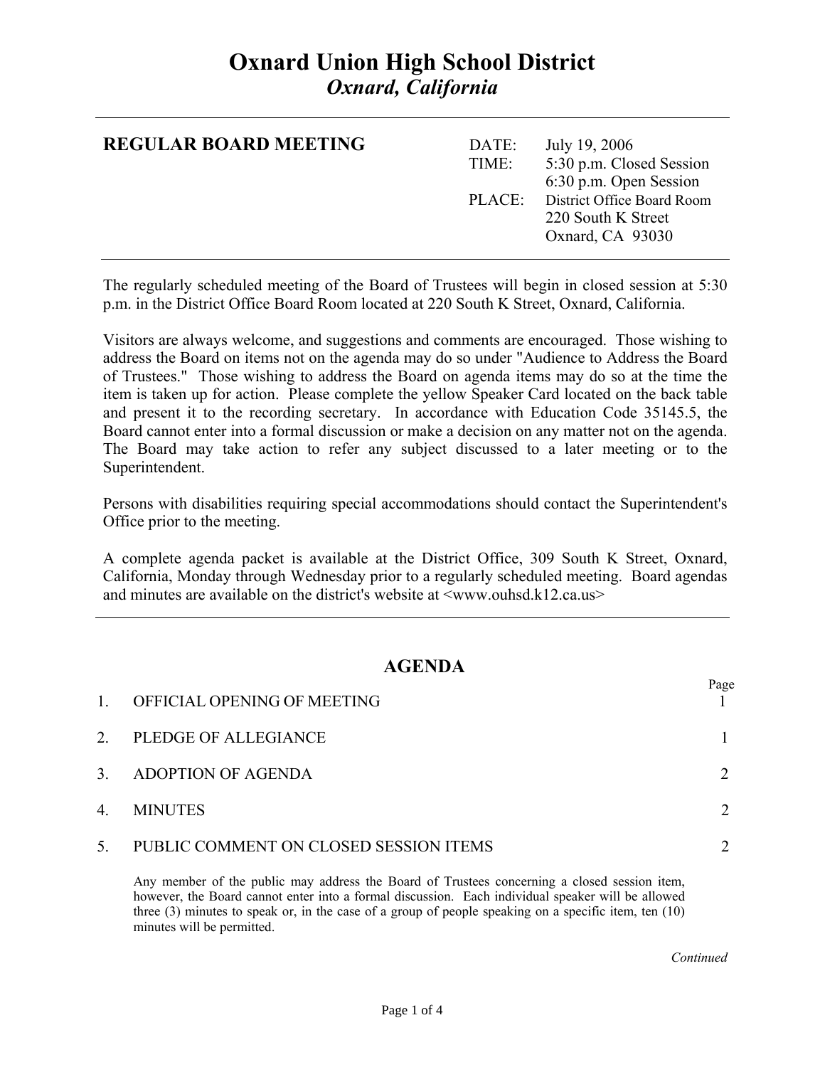# Oxnard Union High School District
## *Oxnard, California*

---

**REGULAR BOARD MEETING**

| | |
|---|---|
| DATE: | July 19, 2006 |
| TIME: | 5:30 p.m. Closed Session |
| | 6:30 p.m. Open Session |
| PLACE: | District Office Board Room |
| | 220 South K Street |
| | Oxnard, CA 93030 |

---

The regularly scheduled meeting of the Board of Trustees will begin in closed session at 5:30 p.m. in the District Office Board Room located at 220 South K Street, Oxnard, California.

Visitors are always welcome, and suggestions and comments are encouraged. Those wishing to address the Board on items not on the agenda may do so under "Audience to Address the Board of Trustees." Those wishing to address the Board on agenda items may do so at the time the item is taken up for action. Please complete the yellow Speaker Card located on the back table and present it to the recording secretary. In accordance with Education Code 35145.5, the Board cannot enter into a formal discussion or make a decision on any matter not on the agenda. The Board may take action to refer any subject discussed to a later meeting or to the Superintendent.

Persons with disabilities requiring special accommodations should contact the Superintendent's Office prior to the meeting.

A complete agenda packet is available at the District Office, 309 South K Street, Oxnard, California, Monday through Wednesday prior to a regularly scheduled meeting. Board agendas and minutes are available on the district's website at <www.ouhsd.k12.ca.us>

---

## AGENDA

| | | Page |
|---|---|---|
| 1. | OFFICIAL OPENING OF MEETING | 1 |
| 2. | PLEDGE OF ALLEGIANCE | 1 |
| 3. | ADOPTION OF AGENDA | 2 |
| 4. | MINUTES | 2 |
| 5. | PUBLIC COMMENT ON CLOSED SESSION ITEMS | 2 |

Any member of the public may address the Board of Trustees concerning a closed session item, however, the Board cannot enter into a formal discussion. Each individual speaker will be allowed three (3) minutes to speak or, in the case of a group of people speaking on a specific item, ten (10) minutes will be permitted.

*Continued*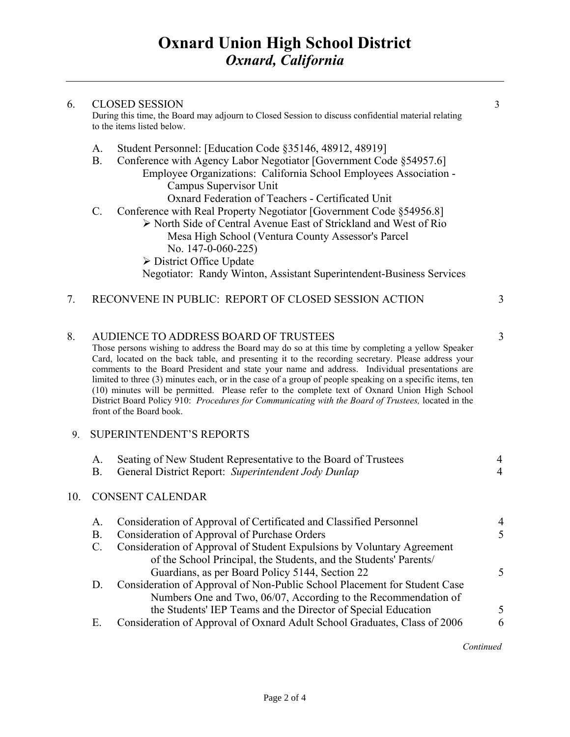# Oxnard Union High School District
## *Oxnard, California*

---

6. CLOSED SESSION — 3

   During this time, the Board may adjourn to Closed Session to discuss confidential material relating to the items listed below.

   A. Student Personnel: [Education Code §35146, 48912, 48919]
   B. Conference with Agency Labor Negotiator [Government Code §54957.6]
      Employee Organizations: California School Employees Association - Campus Supervisor Unit
      Oxnard Federation of Teachers - Certificated Unit
   C. Conference with Real Property Negotiator [Government Code §54956.8]
      - North Side of Central Avenue East of Strickland and West of Rio Mesa High School (Ventura County Assessor's Parcel No. 147-0-060-225)
      - District Office Update

      Negotiator: Randy Winton, Assistant Superintendent-Business Services

7. RECONVENE IN PUBLIC: REPORT OF CLOSED SESSION ACTION — 3

8. AUDIENCE TO ADDRESS BOARD OF TRUSTEES — 3

   Those persons wishing to address the Board may do so at this time by completing a yellow Speaker Card, located on the back table, and presenting it to the recording secretary. Please address your comments to the Board President and state your name and address. Individual presentations are limited to three (3) minutes each, or in the case of a group of people speaking on a specific items, ten (10) minutes will be permitted. Please refer to the complete text of Oxnard Union High School District Board Policy 910: *Procedures for Communicating with the Board of Trustees,* located in the front of the Board book.

9. SUPERINTENDENT'S REPORTS

   A. Seating of New Student Representative to the Board of Trustees — 4
   B. General District Report: *Superintendent Jody Dunlap* — 4

10. CONSENT CALENDAR

    A. Consideration of Approval of Certificated and Classified Personnel — 4
    B. Consideration of Approval of Purchase Orders — 5
    C. Consideration of Approval of Student Expulsions by Voluntary Agreement of the School Principal, the Students, and the Students' Parents/ Guardians, as per Board Policy 5144, Section 22 — 5
    D. Consideration of Approval of Non-Public School Placement for Student Case Numbers One and Two, 06/07, According to the Recommendation of the Students' IEP Teams and the Director of Special Education — 5
    E. Consideration of Approval of Oxnard Adult School Graduates, Class of 2006 — 6

*Continued*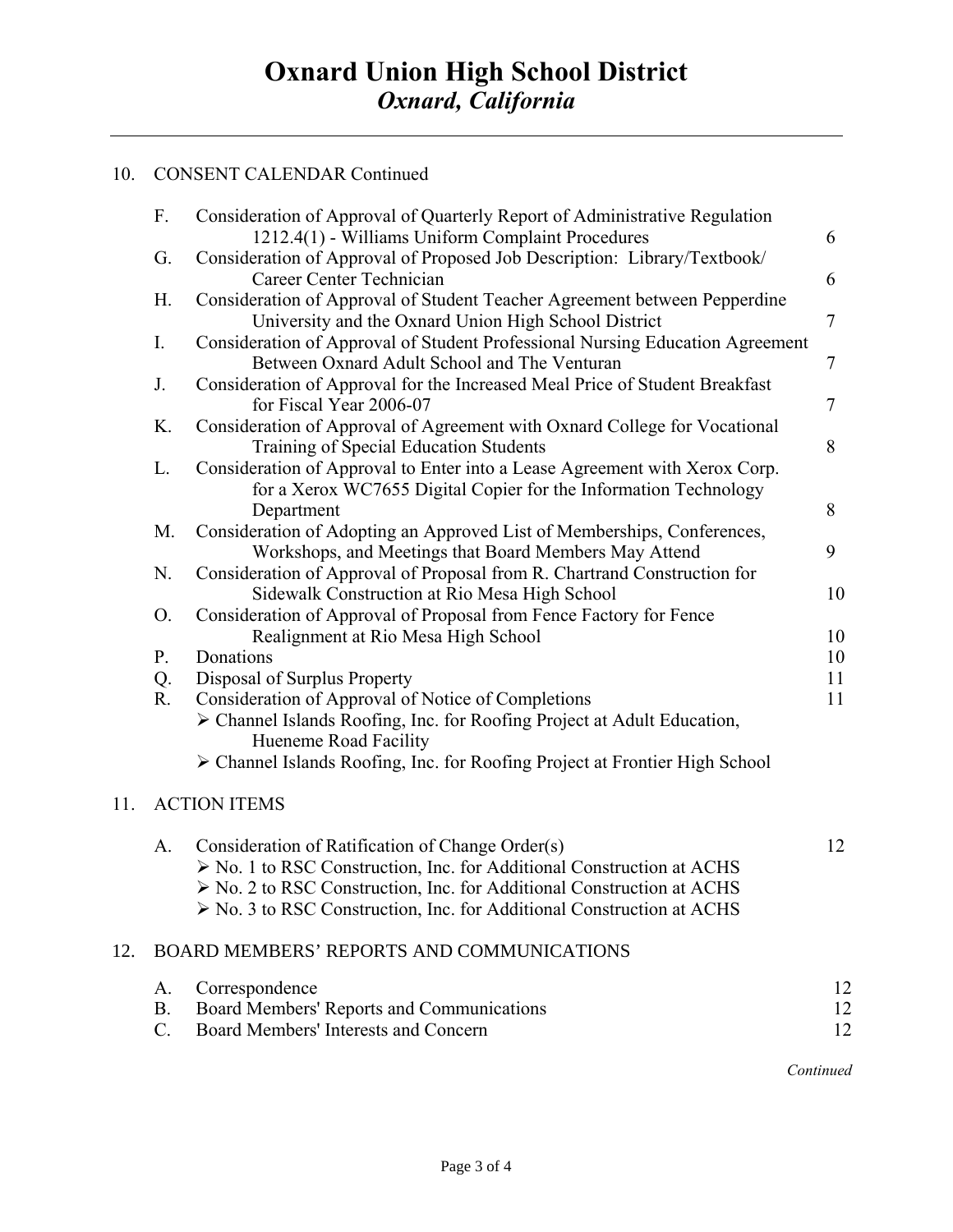# Oxnard Union High School District
## *Oxnard, California*

---

10. CONSENT CALENDAR Continued

| | | |
|---|---|---|
| F. | Consideration of Approval of Quarterly Report of Administrative Regulation 1212.4(1) - Williams Uniform Complaint Procedures | 6 |
| G. | Consideration of Approval of Proposed Job Description: Library/Textbook/ Career Center Technician | 6 |
| H. | Consideration of Approval of Student Teacher Agreement between Pepperdine University and the Oxnard Union High School District | 7 |
| I. | Consideration of Approval of Student Professional Nursing Education Agreement Between Oxnard Adult School and The Venturan | 7 |
| J. | Consideration of Approval for the Increased Meal Price of Student Breakfast for Fiscal Year 2006-07 | 7 |
| K. | Consideration of Approval of Agreement with Oxnard College for Vocational Training of Special Education Students | 8 |
| L. | Consideration of Approval to Enter into a Lease Agreement with Xerox Corp. for a Xerox WC7655 Digital Copier for the Information Technology Department | 8 |
| M. | Consideration of Adopting an Approved List of Memberships, Conferences, Workshops, and Meetings that Board Members May Attend | 9 |
| N. | Consideration of Approval of Proposal from R. Chartrand Construction for Sidewalk Construction at Rio Mesa High School | 10 |
| O. | Consideration of Approval of Proposal from Fence Factory for Fence Realignment at Rio Mesa High School | 10 |
| P. | Donations | 10 |
| Q. | Disposal of Surplus Property | 11 |
| R. | Consideration of Approval of Notice of Completions<br>➢ Channel Islands Roofing, Inc. for Roofing Project at Adult Education, Hueneme Road Facility<br>➢ Channel Islands Roofing, Inc. for Roofing Project at Frontier High School | 11 |

11. ACTION ITEMS

| | | |
|---|---|---|
| A. | Consideration of Ratification of Change Order(s)<br>➢ No. 1 to RSC Construction, Inc. for Additional Construction at ACHS<br>➢ No. 2 to RSC Construction, Inc. for Additional Construction at ACHS<br>➢ No. 3 to RSC Construction, Inc. for Additional Construction at ACHS | 12 |

12. BOARD MEMBERS' REPORTS AND COMMUNICATIONS

| | | |
|---|---|---|
| A. | Correspondence | 12 |
| B. | Board Members' Reports and Communications | 12 |
| C. | Board Members' Interests and Concern | 12 |

*Continued*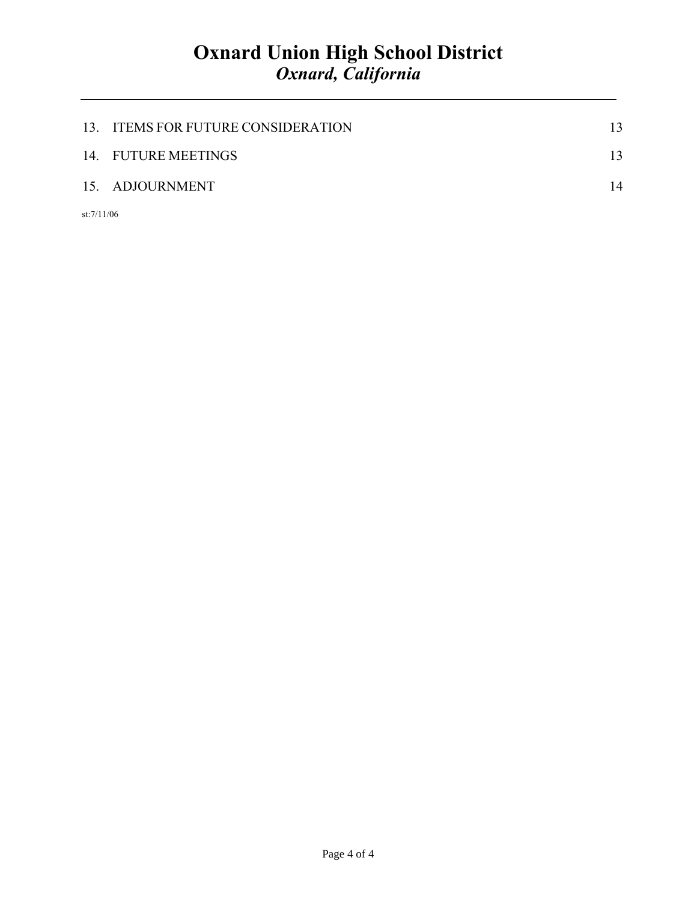# Oxnard Union High School District
## *Oxnard, California*

---

| | | |
|---|---|---|
| 13. | ITEMS FOR FUTURE CONSIDERATION | 13 |
| 14. | FUTURE MEETINGS | 13 |
| 15. | ADJOURNMENT | 14 |

st:7/11/06